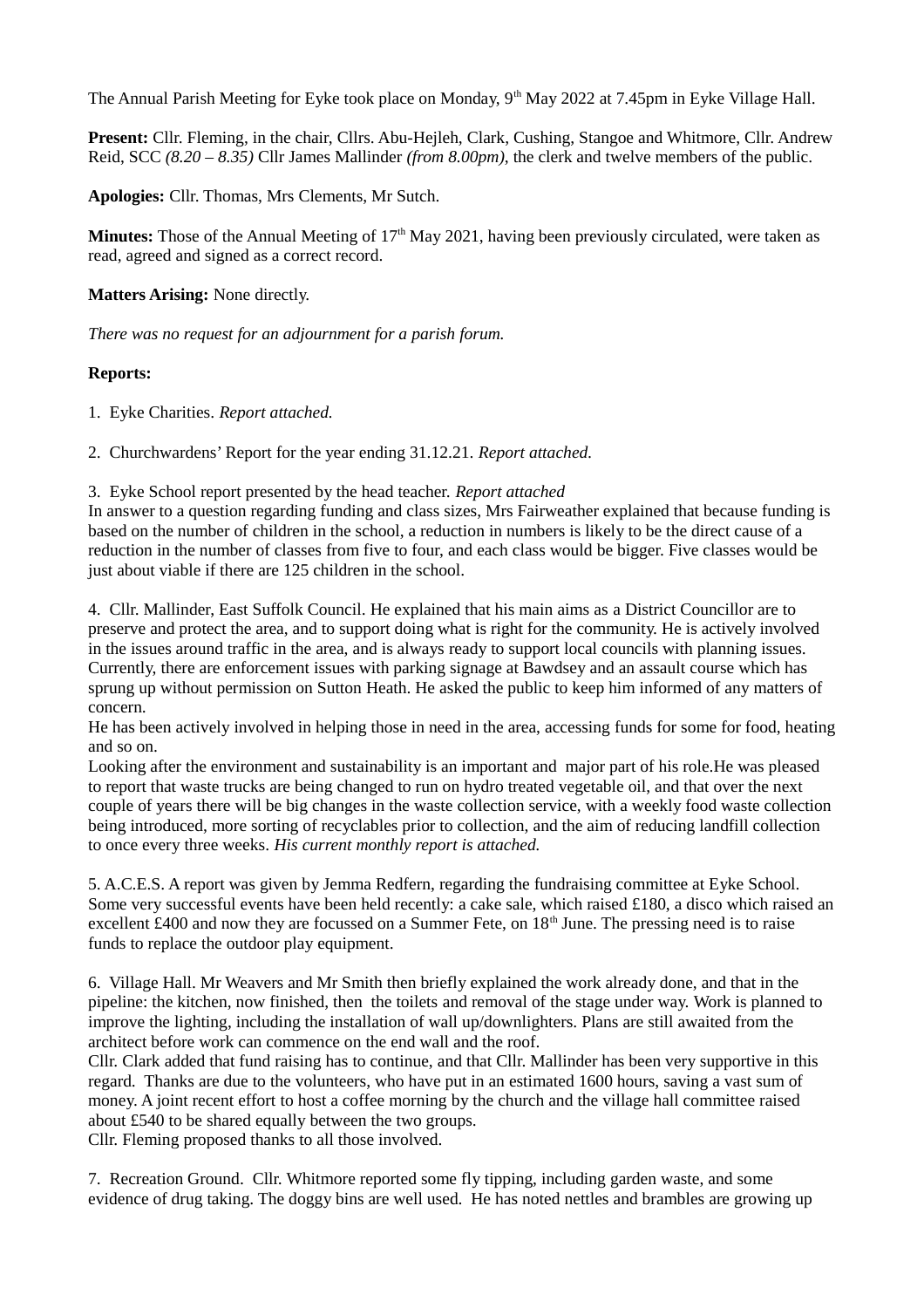The Annual Parish Meeting for Eyke took place on Monday, 9th May 2022 at 7.45pm in Eyke Village Hall.

**Present:** Cllr. Fleming, in the chair, Cllrs. Abu-Hejleh, Clark, Cushing, Stangoe and Whitmore, Cllr. Andrew Reid, SCC *(8.20 – 8.35)* Cllr James Mallinder *(from 8.00pm)*, the clerk and twelve members of the public.

**Apologies:** Cllr. Thomas, Mrs Clements, Mr Sutch.

**Minutes:** Those of the Annual Meeting of 17th May 2021, having been previously circulated, were taken as read, agreed and signed as a correct record.

**Matters Arising:** None directly.

*There was no request for an adjournment for a parish forum.*

**Reports:**

1. Eyke Charities. *Report attached.*

2. Churchwardens' Report for the year ending 31.12.21. *Report attached.*

3. Eyke School report presented by the head teacher. *Report attached*
In answer to a question regarding funding and class sizes, Mrs Fairweather explained that because funding is based on the number of children in the school, a reduction in numbers is likely to be the direct cause of a reduction in the number of classes from five to four, and each class would be bigger. Five classes would be just about viable if there are 125 children in the school.

4. Cllr. Mallinder, East Suffolk Council. He explained that his main aims as a District Councillor are to preserve and protect the area, and to support doing what is right for the community. He is actively involved in the issues around traffic in the area, and is always ready to support local councils with planning issues. Currently, there are enforcement issues with parking signage at Bawdsey and an assault course which has sprung up without permission on Sutton Heath. He asked the public to keep him informed of any matters of concern.
He has been actively involved in helping those in need in the area, accessing funds for some for food, heating and so on.
Looking after the environment and sustainability is an important and major part of his role.He was pleased to report that waste trucks are being changed to run on hydro treated vegetable oil, and that over the next couple of years there will be big changes in the waste collection service, with a weekly food waste collection being introduced, more sorting of recyclables prior to collection, and the aim of reducing landfill collection to once every three weeks. *His current monthly report is attached.*

5. A.C.E.S. A report was given by Jemma Redfern, regarding the fundraising committee at Eyke School. Some very successful events have been held recently: a cake sale, which raised £180, a disco which raised an excellent £400 and now they are focussed on a Summer Fete, on 18th June. The pressing need is to raise funds to replace the outdoor play equipment.

6. Village Hall. Mr Weavers and Mr Smith then briefly explained the work already done, and that in the pipeline: the kitchen, now finished, then the toilets and removal of the stage under way. Work is planned to improve the lighting, including the installation of wall up/downlighters. Plans are still awaited from the architect before work can commence on the end wall and the roof.
Cllr. Clark added that fund raising has to continue, and that Cllr. Mallinder has been very supportive in this regard. Thanks are due to the volunteers, who have put in an estimated 1600 hours, saving a vast sum of money. A joint recent effort to host a coffee morning by the church and the village hall committee raised about £540 to be shared equally between the two groups.
Cllr. Fleming proposed thanks to all those involved.

7. Recreation Ground. Cllr. Whitmore reported some fly tipping, including garden waste, and some evidence of drug taking. The doggy bins are well used. He has noted nettles and brambles are growing up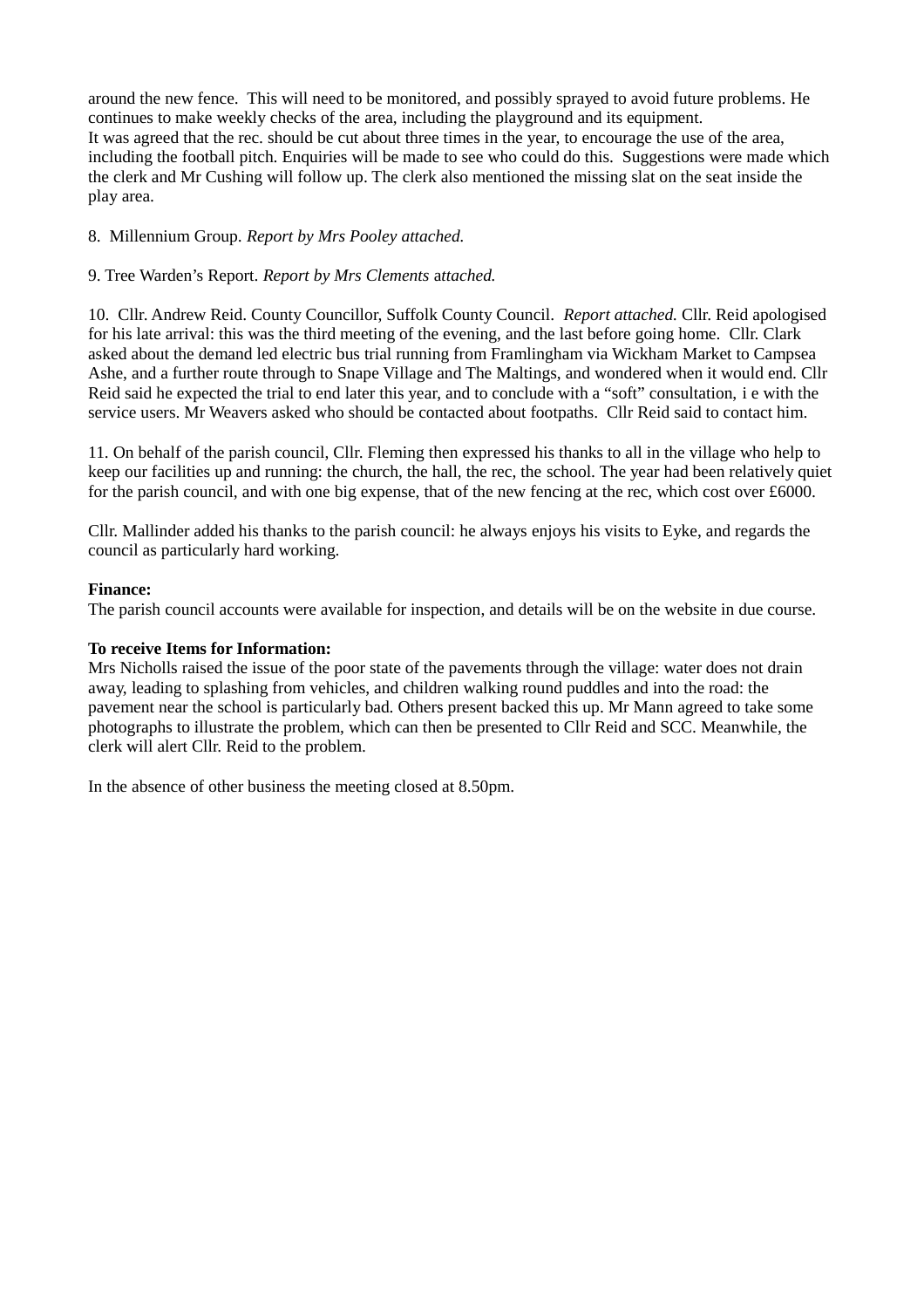around the new fence.  This will need to be monitored, and possibly sprayed to avoid future problems. He continues to make weekly checks of the area, including the playground and its equipment.
It was agreed that the rec. should be cut about three times in the year, to encourage the use of the area, including the football pitch. Enquiries will be made to see who could do this.  Suggestions were made which the clerk and Mr Cushing will follow up. The clerk also mentioned the missing slat on the seat inside the play area.

8.  Millennium Group. *Report by Mrs Pooley attached.*

9. Tree Warden's Report. *Report by Mrs Clements attached.*

10.  Cllr. Andrew Reid. County Councillor, Suffolk County Council.  *Report attached.* Cllr. Reid apologised for his late arrival: this was the third meeting of the evening, and the last before going home.  Cllr. Clark asked about the demand led electric bus trial running from Framlingham via Wickham Market to Campsea Ashe, and a further route through to Snape Village and The Maltings, and wondered when it would end. Cllr Reid said he expected the trial to end later this year, and to conclude with a "soft" consultation, i e with the service users. Mr Weavers asked who should be contacted about footpaths.  Cllr Reid said to contact him.

11. On behalf of the parish council, Cllr. Fleming then expressed his thanks to all in the village who help to keep our facilities up and running: the church, the hall, the rec, the school. The year had been relatively quiet for the parish council, and with one big expense, that of the new fencing at the rec, which cost over £6000.

Cllr. Mallinder added his thanks to the parish council: he always enjoys his visits to Eyke, and regards the council as particularly hard working.

**Finance:**
The parish council accounts were available for inspection, and details will be on the website in due course.

**To receive Items for Information:**
Mrs Nicholls raised the issue of the poor state of the pavements through the village: water does not drain away, leading to splashing from vehicles, and children walking round puddles and into the road: the pavement near the school is particularly bad. Others present backed this up. Mr Mann agreed to take some photographs to illustrate the problem, which can then be presented to Cllr Reid and SCC. Meanwhile, the clerk will alert Cllr. Reid to the problem.

In the absence of other business the meeting closed at 8.50pm.